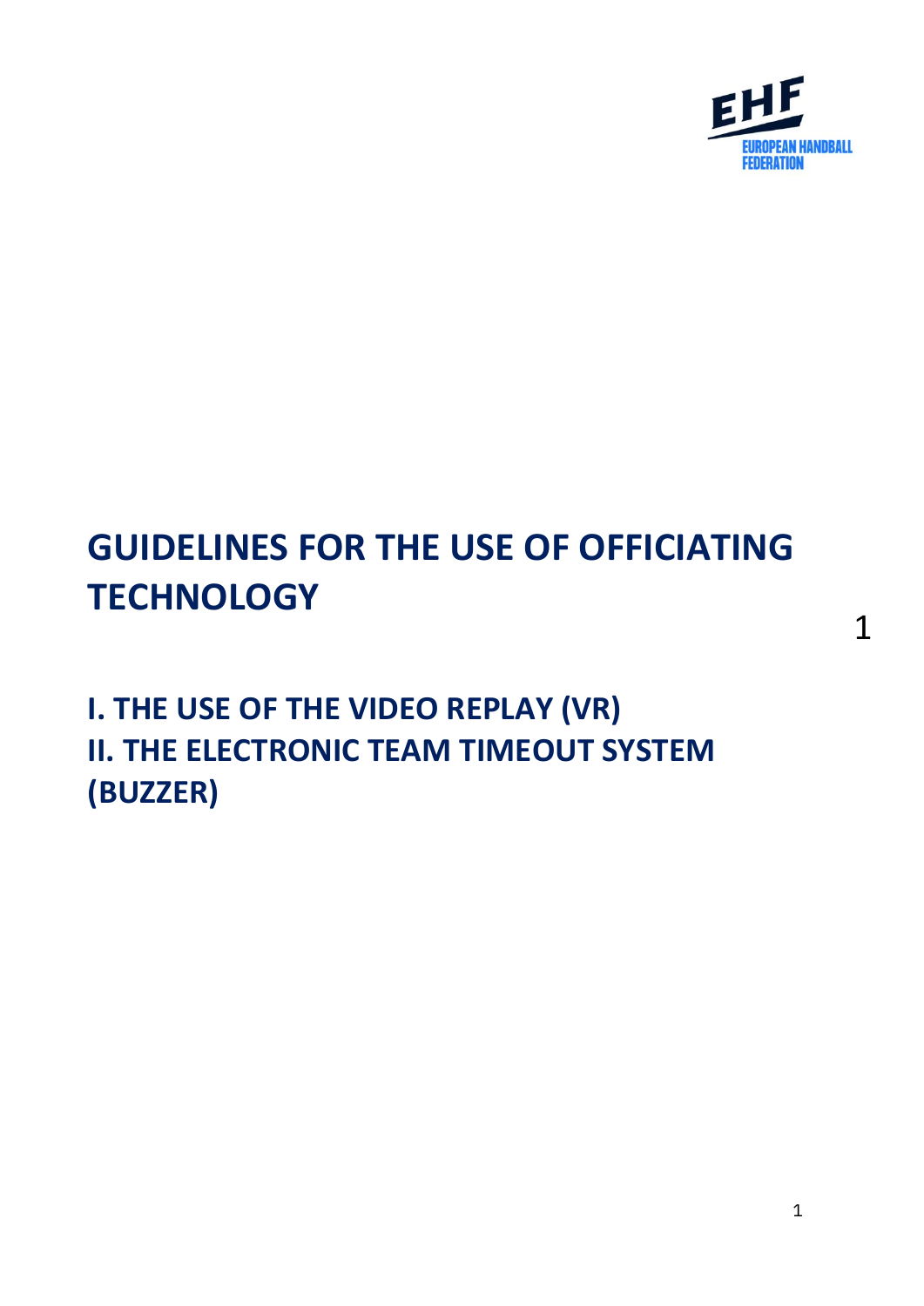# GUIDELINES FOR THE USE OF OFFICIATING TECHNOLOGY

## I. THE USE OF THE VIDEO REPLAY (VR)
## II. THE ELECTRONIC TEAM TIMEOUT SYSTEM (BUZZER)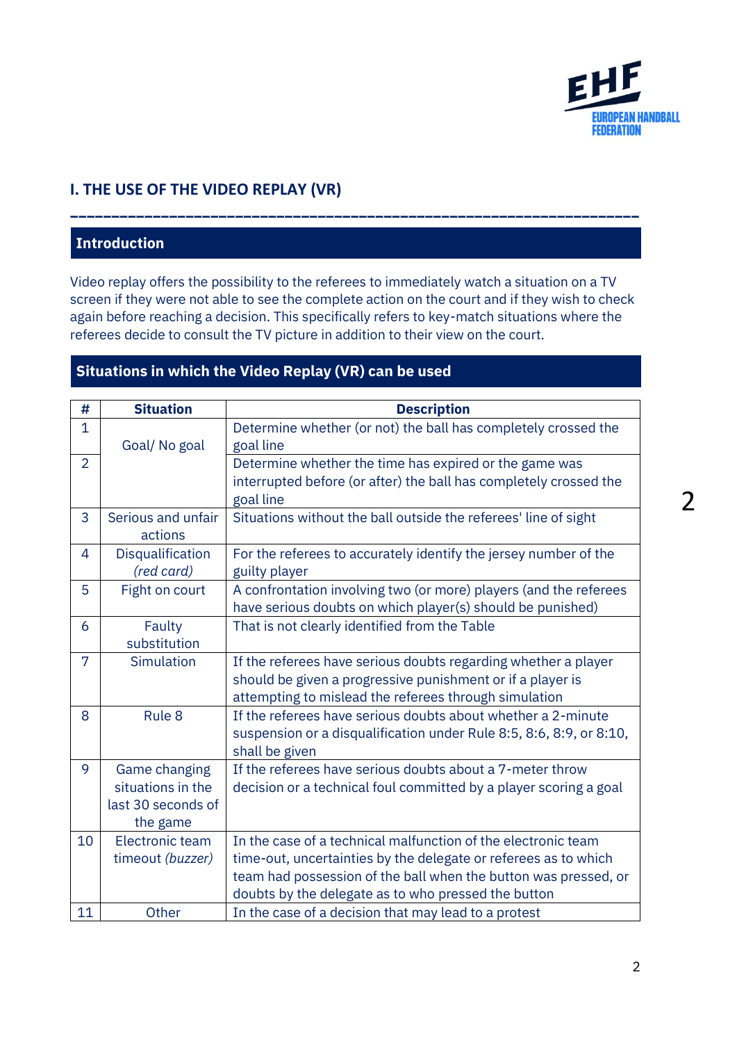## I. THE USE OF THE VIDEO REPLAY (VR)

### Introduction

Video replay offers the possibility to the referees to immediately watch a situation on a TV screen if they were not able to see the complete action on the court and if they wish to check again before reaching a decision. This specifically refers to key-match situations where the referees decide to consult the TV picture in addition to their view on the court.

### Situations in which the Video Replay (VR) can be used

| # | Situation | Description |
|---|---|---|
| 1 | Goal/ No goal | Determine whether (or not) the ball has completely crossed the goal line |
| 2 | | Determine whether the time has expired or the game was interrupted before (or after) the ball has completely crossed the goal line |
| 3 | Serious and unfair actions | Situations without the ball outside the referees' line of sight |
| 4 | Disqualification *(red card)* | For the referees to accurately identify the jersey number of the guilty player |
| 5 | Fight on court | A confrontation involving two (or more) players (and the referees have serious doubts on which player(s) should be punished) |
| 6 | Faulty substitution | That is not clearly identified from the Table |
| 7 | Simulation | If the referees have serious doubts regarding whether a player should be given a progressive punishment or if a player is attempting to mislead the referees through simulation |
| 8 | Rule 8 | If the referees have serious doubts about whether a 2-minute suspension or a disqualification under Rule 8:5, 8:6, 8:9, or 8:10, shall be given |
| 9 | Game changing situations in the last 30 seconds of the game | If the referees have serious doubts about a 7-meter throw decision or a technical foul committed by a player scoring a goal |
| 10 | Electronic team timeout *(buzzer)* | In the case of a technical malfunction of the electronic team time-out, uncertainties by the delegate or referees as to which team had possession of the ball when the button was pressed, or doubts by the delegate as to who pressed the button |
| 11 | Other | In the case of a decision that may lead to a protest |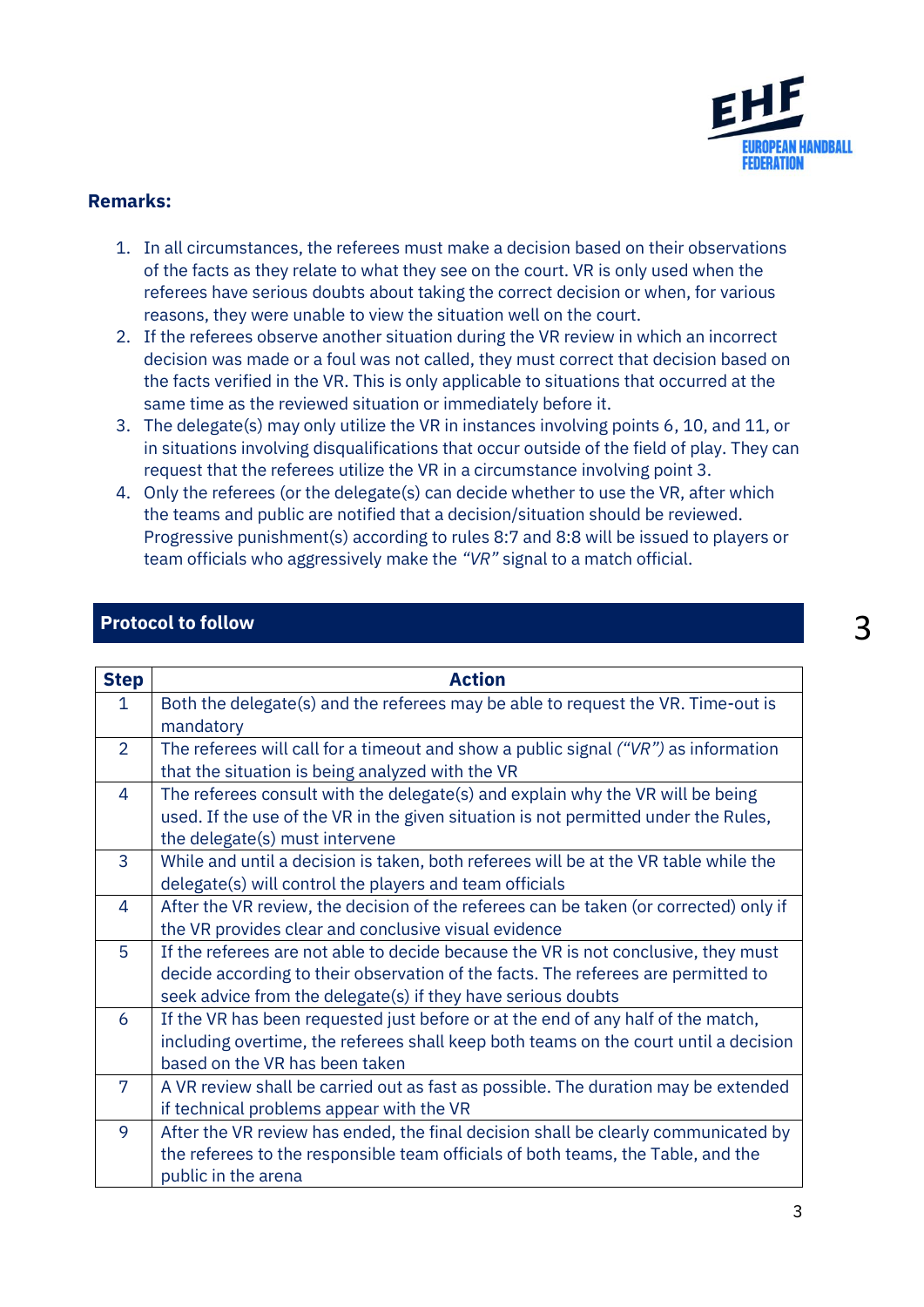**Remarks:**

1. In all circumstances, the referees must make a decision based on their observations of the facts as they relate to what they see on the court. VR is only used when the referees have serious doubts about taking the correct decision or when, for various reasons, they were unable to view the situation well on the court.
2. If the referees observe another situation during the VR review in which an incorrect decision was made or a foul was not called, they must correct that decision based on the facts verified in the VR. This is only applicable to situations that occurred at the same time as the reviewed situation or immediately before it.
3. The delegate(s) may only utilize the VR in instances involving points 6, 10, and 11, or in situations involving disqualifications that occur outside of the field of play. They can request that the referees utilize the VR in a circumstance involving point 3.
4. Only the referees (or the delegate(s) can decide whether to use the VR, after which the teams and public are notified that a decision/situation should be reviewed. Progressive punishment(s) according to rules 8:7 and 8:8 will be issued to players or team officials who aggressively make the *"VR"* signal to a match official.

## Protocol to follow

| Step | Action |
|---|---|
| 1 | Both the delegate(s) and the referees may be able to request the VR. Time-out is mandatory |
| 2 | The referees will call for a timeout and show a public signal *("VR")* as information that the situation is being analyzed with the VR |
| 4 | The referees consult with the delegate(s) and explain why the VR will be being used. If the use of the VR in the given situation is not permitted under the Rules, the delegate(s) must intervene |
| 3 | While and until a decision is taken, both referees will be at the VR table while the delegate(s) will control the players and team officials |
| 4 | After the VR review, the decision of the referees can be taken (or corrected) only if the VR provides clear and conclusive visual evidence |
| 5 | If the referees are not able to decide because the VR is not conclusive, they must decide according to their observation of the facts. The referees are permitted to seek advice from the delegate(s) if they have serious doubts |
| 6 | If the VR has been requested just before or at the end of any half of the match, including overtime, the referees shall keep both teams on the court until a decision based on the VR has been taken |
| 7 | A VR review shall be carried out as fast as possible. The duration may be extended if technical problems appear with the VR |
| 9 | After the VR review has ended, the final decision shall be clearly communicated by the referees to the responsible team officials of both teams, the Table, and the public in the arena |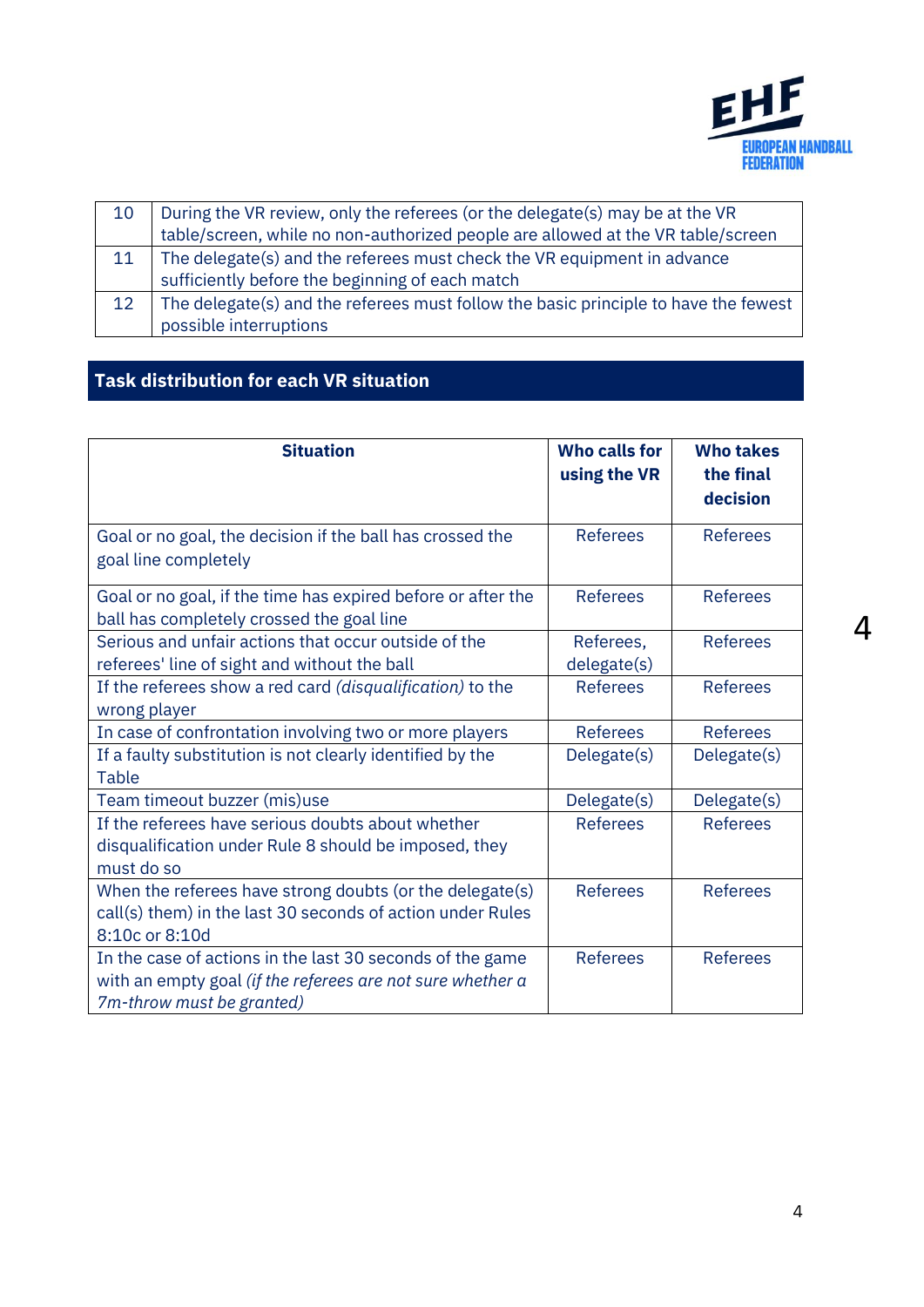| 10 | During the VR review, only the referees (or the delegate(s) may be at the VR table/screen, while no non-authorized people are allowed at the VR table/screen |
|---|---|
| 11 | The delegate(s) and the referees must check the VR equipment in advance sufficiently before the beginning of each match |
| 12 | The delegate(s) and the referees must follow the basic principle to have the fewest possible interruptions |

## Task distribution for each VR situation

| Situation | Who calls for using the VR | Who takes the final decision |
|---|---|---|
| Goal or no goal, the decision if the ball has crossed the goal line completely | Referees | Referees |
| Goal or no goal, if the time has expired before or after the ball has completely crossed the goal line | Referees | Referees |
| Serious and unfair actions that occur outside of the referees' line of sight and without the ball | Referees, delegate(s) | Referees |
| If the referees show a red card *(disqualification)* to the wrong player | Referees | Referees |
| In case of confrontation involving two or more players | Referees | Referees |
| If a faulty substitution is not clearly identified by the Table | Delegate(s) | Delegate(s) |
| Team timeout buzzer (mis)use | Delegate(s) | Delegate(s) |
| If the referees have serious doubts about whether disqualification under Rule 8 should be imposed, they must do so | Referees | Referees |
| When the referees have strong doubts (or the delegate(s) call(s) them) in the last 30 seconds of action under Rules 8:10c or 8:10d | Referees | Referees |
| In the case of actions in the last 30 seconds of the game with an empty goal *(if the referees are not sure whether a 7m-throw must be granted)* | Referees | Referees |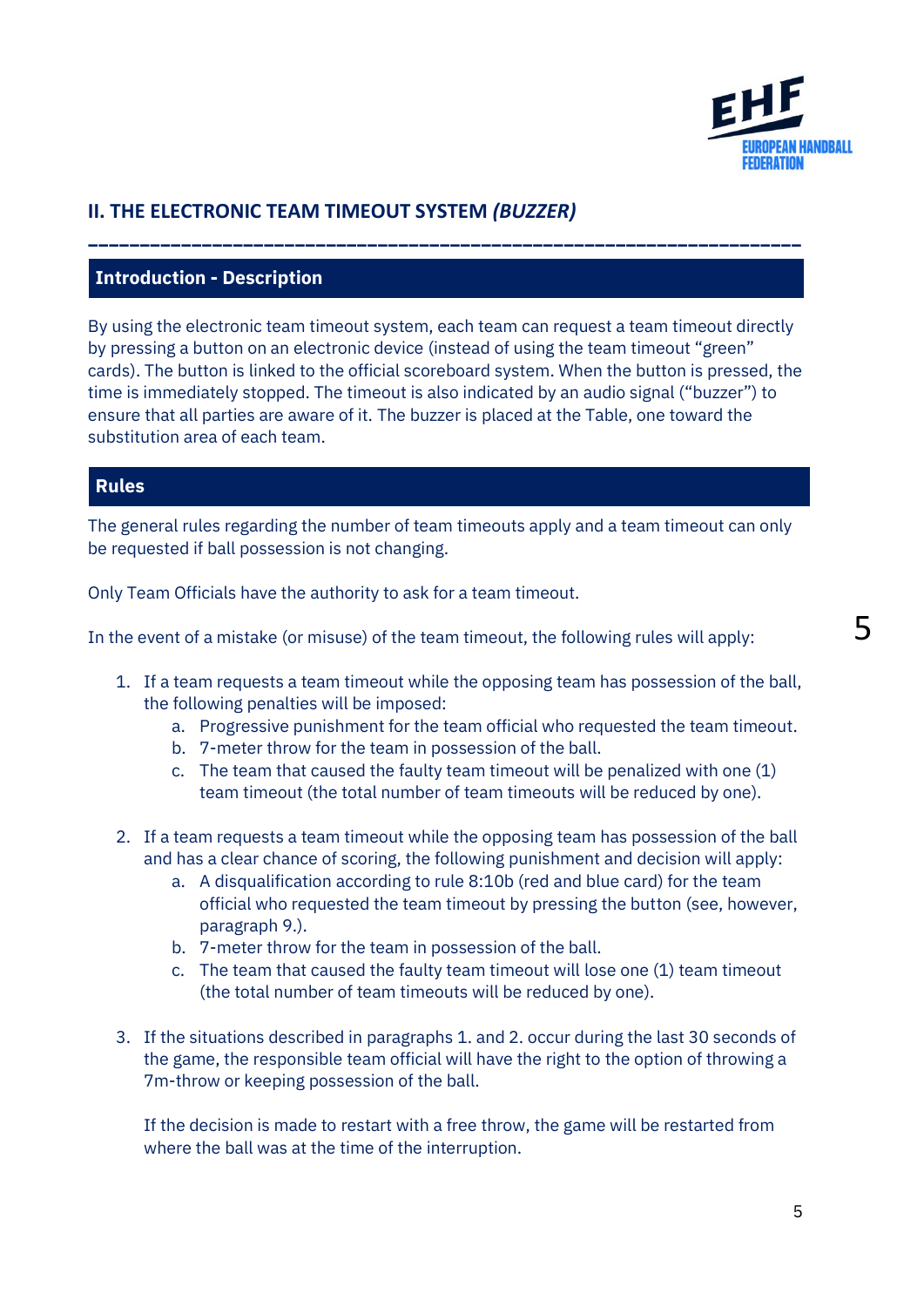## II. THE ELECTRONIC TEAM TIMEOUT SYSTEM *(BUZZER)*

### Introduction - Description

By using the electronic team timeout system, each team can request a team timeout directly by pressing a button on an electronic device (instead of using the team timeout "green" cards). The button is linked to the official scoreboard system. When the button is pressed, the time is immediately stopped. The timeout is also indicated by an audio signal ("buzzer") to ensure that all parties are aware of it. The buzzer is placed at the Table, one toward the substitution area of each team.

### Rules

The general rules regarding the number of team timeouts apply and a team timeout can only be requested if ball possession is not changing.

Only Team Officials have the authority to ask for a team timeout.

In the event of a mistake (or misuse) of the team timeout, the following rules will apply:

1. If a team requests a team timeout while the opposing team has possession of the ball, the following penalties will be imposed:
   a. Progressive punishment for the team official who requested the team timeout.
   b. 7-meter throw for the team in possession of the ball.
   c. The team that caused the faulty team timeout will be penalized with one (1) team timeout (the total number of team timeouts will be reduced by one).

2. If a team requests a team timeout while the opposing team has possession of the ball and has a clear chance of scoring, the following punishment and decision will apply:
   a. A disqualification according to rule 8:10b (red and blue card) for the team official who requested the team timeout by pressing the button (see, however, paragraph 9.).
   b. 7-meter throw for the team in possession of the ball.
   c. The team that caused the faulty team timeout will lose one (1) team timeout (the total number of team timeouts will be reduced by one).

3. If the situations described in paragraphs 1. and 2. occur during the last 30 seconds of the game, the responsible team official will have the right to the option of throwing a 7m-throw or keeping possession of the ball.

   If the decision is made to restart with a free throw, the game will be restarted from where the ball was at the time of the interruption.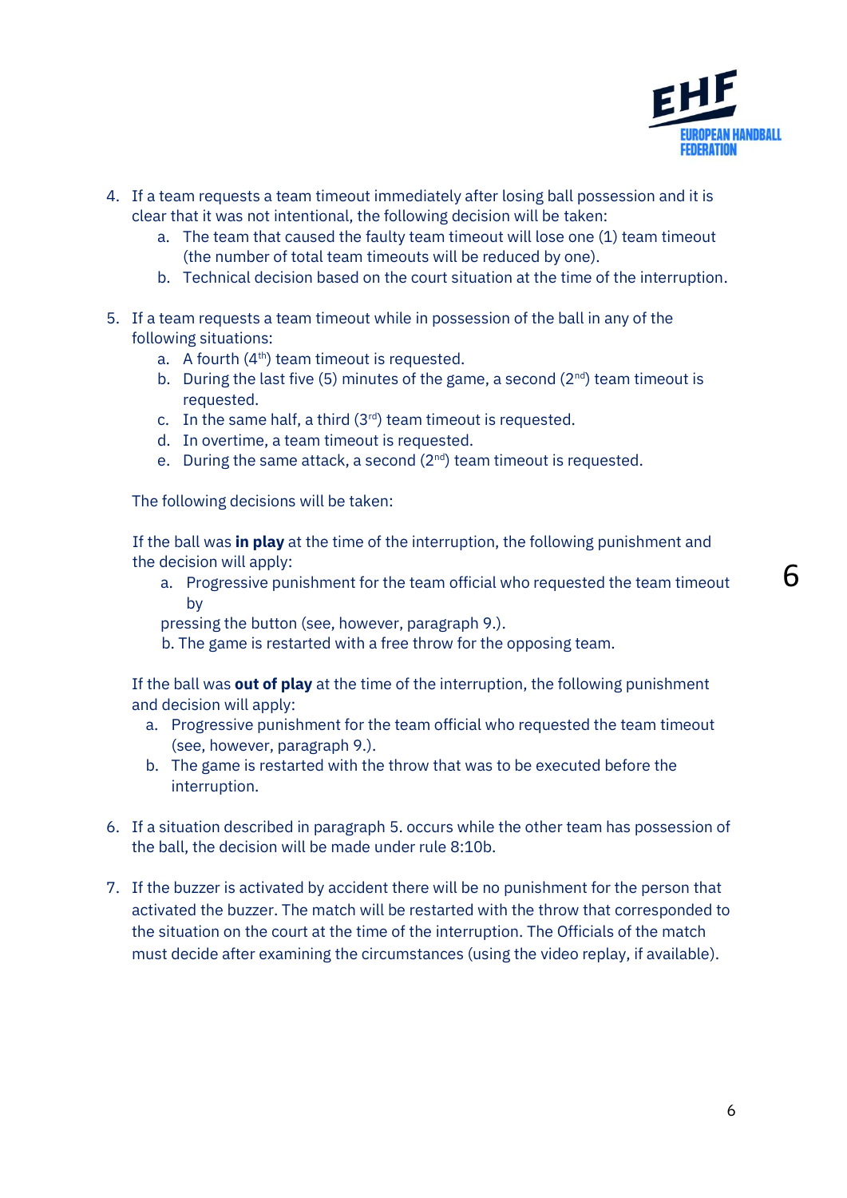4. If a team requests a team timeout immediately after losing ball possession and it is clear that it was not intentional, the following decision will be taken:
   a. The team that caused the faulty team timeout will lose one (1) team timeout (the number of total team timeouts will be reduced by one).
   b. Technical decision based on the court situation at the time of the interruption.

5. If a team requests a team timeout while in possession of the ball in any of the following situations:
   a. A fourth (4th) team timeout is requested.
   b. During the last five (5) minutes of the game, a second (2nd) team timeout is requested.
   c. In the same half, a third (3rd) team timeout is requested.
   d. In overtime, a team timeout is requested.
   e. During the same attack, a second (2nd) team timeout is requested.

   The following decisions will be taken:

   If the ball was **in play** at the time of the interruption, the following punishment and the decision will apply:
   a. Progressive punishment for the team official who requested the team timeout by pressing the button (see, however, paragraph 9.).
   b. The game is restarted with a free throw for the opposing team.

   If the ball was **out of play** at the time of the interruption, the following punishment and decision will apply:
   a. Progressive punishment for the team official who requested the team timeout (see, however, paragraph 9.).
   b. The game is restarted with the throw that was to be executed before the interruption.

6. If a situation described in paragraph 5. occurs while the other team has possession of the ball, the decision will be made under rule 8:10b.

7. If the buzzer is activated by accident there will be no punishment for the person that activated the buzzer. The match will be restarted with the throw that corresponded to the situation on the court at the time of the interruption. The Officials of the match must decide after examining the circumstances (using the video replay, if available).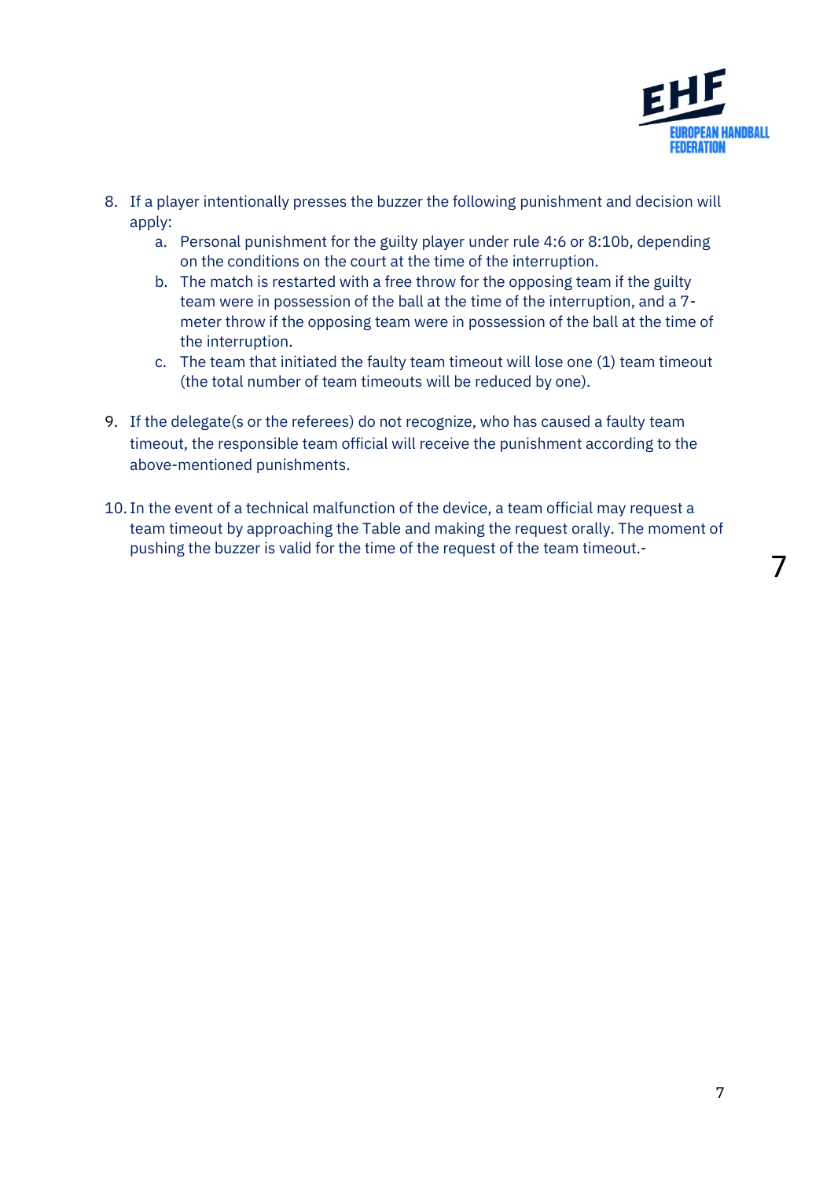8. If a player intentionally presses the buzzer the following punishment and decision will apply:
    a. Personal punishment for the guilty player under rule 4:6 or 8:10b, depending on the conditions on the court at the time of the interruption.
    b. The match is restarted with a free throw for the opposing team if the guilty team were in possession of the ball at the time of the interruption, and a 7-meter throw if the opposing team were in possession of the ball at the time of the interruption.
    c. The team that initiated the faulty team timeout will lose one (1) team timeout (the total number of team timeouts will be reduced by one).

9. If the delegate(s or the referees) do not recognize, who has caused a faulty team timeout, the responsible team official will receive the punishment according to the above-mentioned punishments.

10. In the event of a technical malfunction of the device, a team official may request a team timeout by approaching the Table and making the request orally. The moment of pushing the buzzer is valid for the time of the request of the team timeout.-